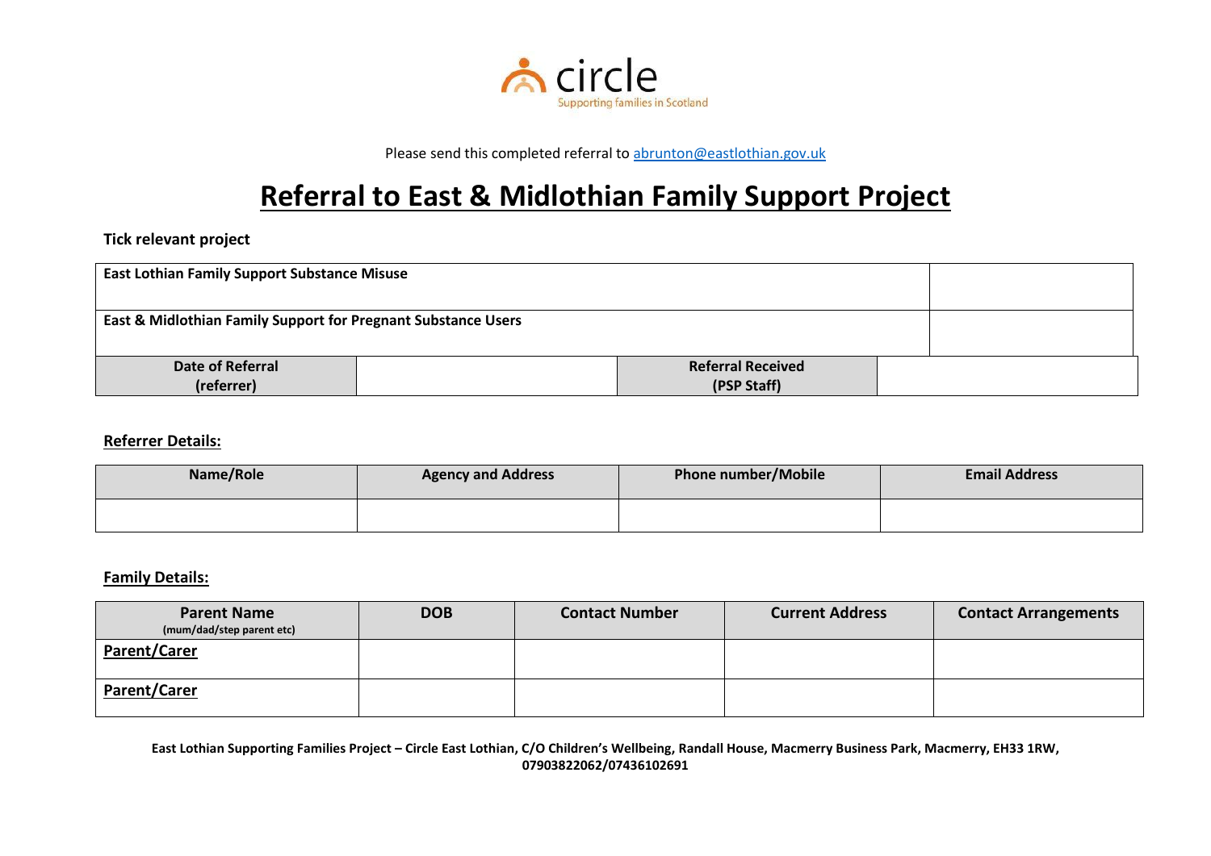circle
Supporting families in Scotland

Please send this completed referral to abrunton@eastlothian.gov.uk

# Referral to East & Midlothian Family Support Project

**Tick relevant project**

| **East Lothian Family Support Substance Misuse** | | | |
|---|---|---|---|
| **East & Midlothian Family Support for Pregnant Substance Users** | | | |
| **Date of Referral (referrer)** | | **Referral Received (PSP Staff)** | |

## Referrer Details:

| Name/Role | Agency and Address | Phone number/Mobile | Email Address |
|---|---|---|---|
| | | | |

## Family Details:

| Parent Name (mum/dad/step parent etc) | DOB | Contact Number | Current Address | Contact Arrangements |
|---|---|---|---|---|
| Parent/Carer | | | | |
| Parent/Carer | | | | |

**East Lothian Supporting Families Project – Circle East Lothian, C/O Children's Wellbeing, Randall House, Macmerry Business Park, Macmerry, EH33 1RW, 07903822062/07436102691**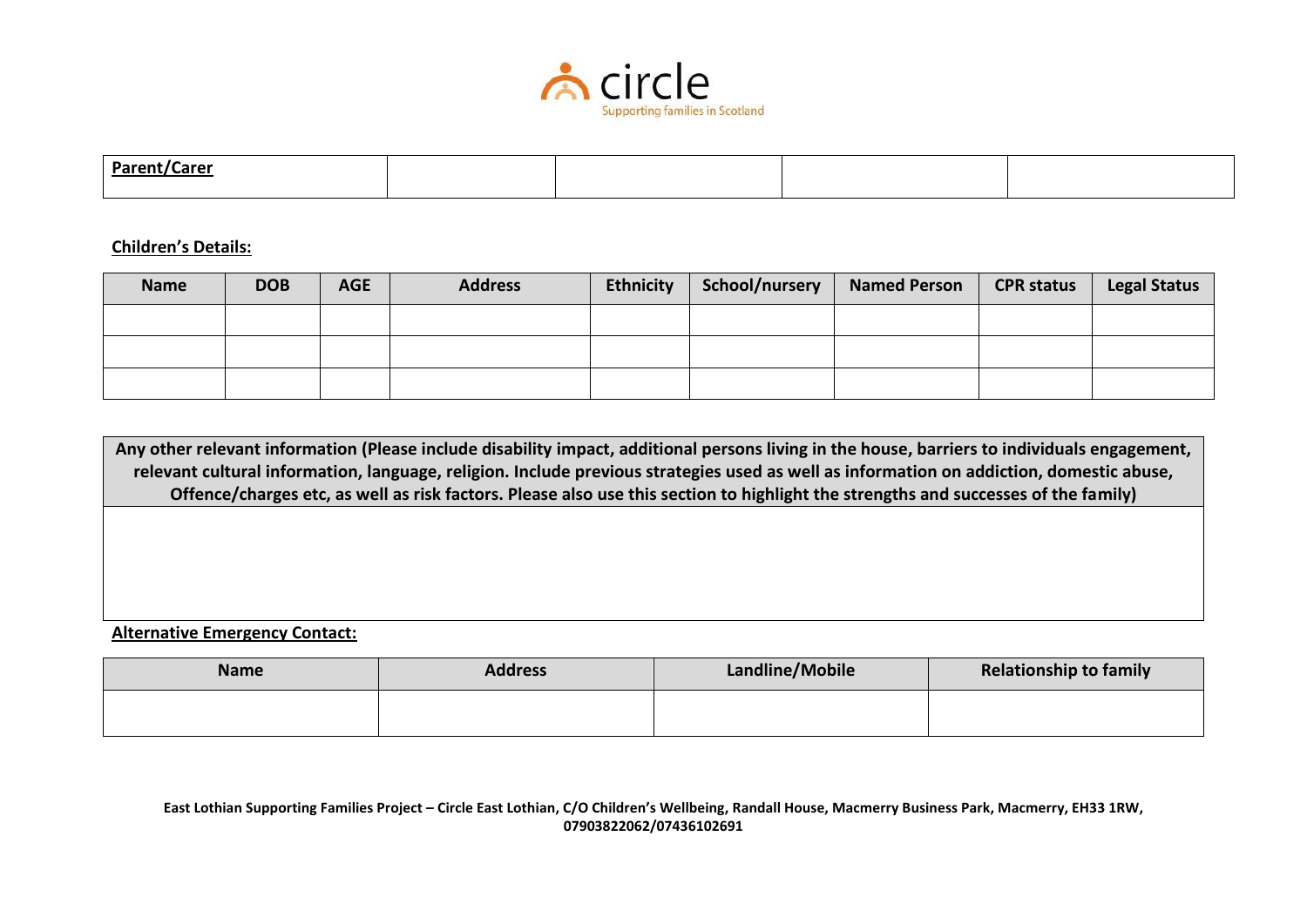circle

Supporting families in Scotland

| **Parent/Carer** | | | | |
|---|---|---|---|---|

**Children's Details:**

| Name | DOB | AGE | Address | Ethnicity | School/nursery | Named Person | CPR status | Legal Status |
|---|---|---|---|---|---|---|---|---|
| | | | | | | | | |
| | | | | | | | | |
| | | | | | | | | |

| Any other relevant information (Please include disability impact, additional persons living in the house, barriers to individuals engagement, relevant cultural information, language, religion. Include previous strategies used as well as information on addiction, domestic abuse, Offence/charges etc, as well as risk factors. Please also use this section to highlight the strengths and successes of the family) |
|---|
| |

**Alternative Emergency Contact:**

| Name | Address | Landline/Mobile | Relationship to family |
|---|---|---|---|
| | | | |

**East Lothian Supporting Families Project – Circle East Lothian, C/O Children's Wellbeing, Randall House, Macmerry Business Park, Macmerry, EH33 1RW, 07903822062/07436102691**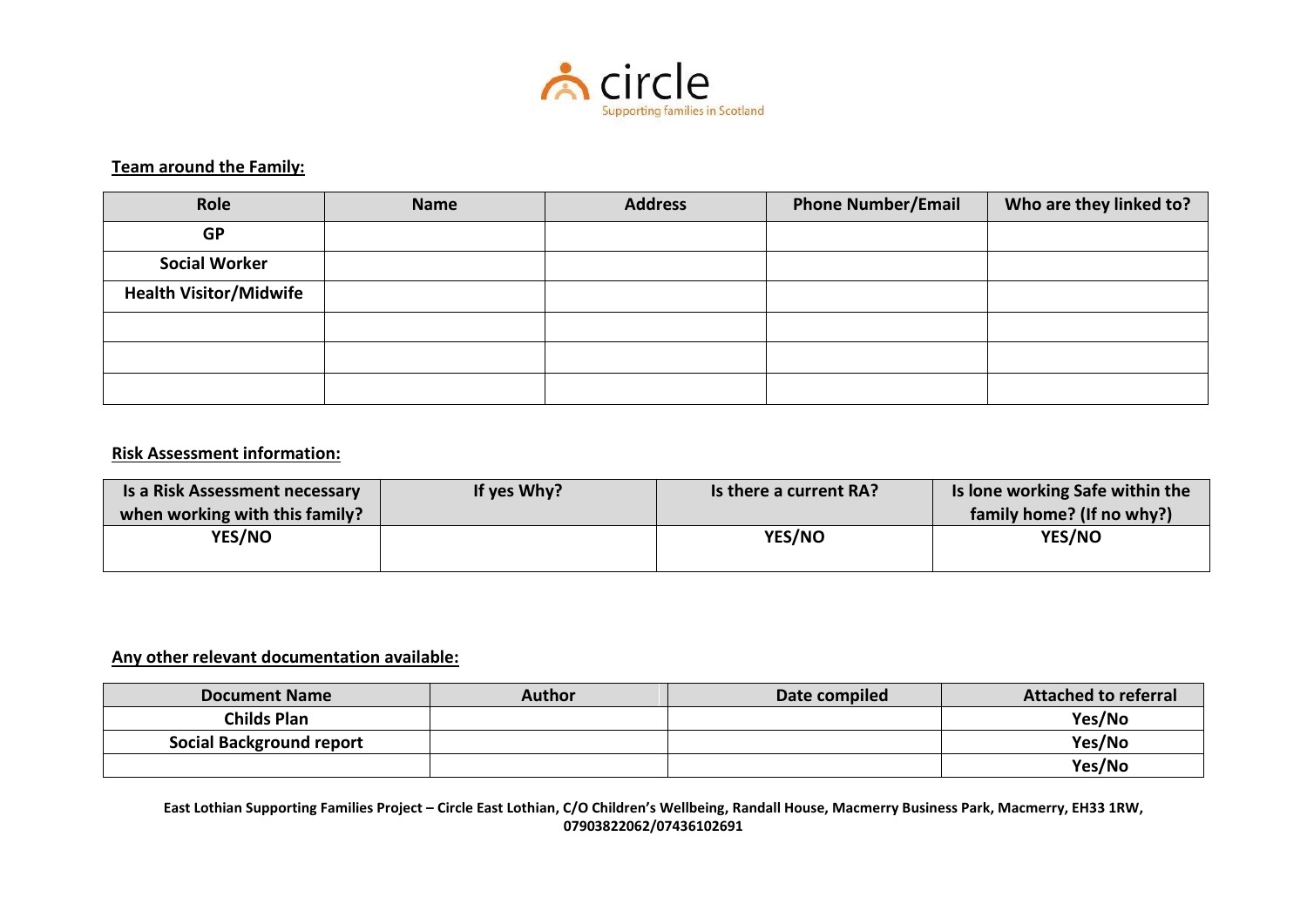circle
Supporting families in Scotland

**Team around the Family:**

| Role | Name | Address | Phone Number/Email | Who are they linked to? |
|---|---|---|---|---|
| **GP** | | | | |
| **Social Worker** | | | | |
| **Health Visitor/Midwife** | | | | |
| | | | | |
| | | | | |
| | | | | |

**Risk Assessment information:**

| Is a Risk Assessment necessary when working with this family? | If yes Why? | Is there a current RA? | Is lone working Safe within the family home? (If no why?) |
|---|---|---|---|
| **YES/NO** | | **YES/NO** | **YES/NO** |

**Any other relevant documentation available:**

| Document Name | Author | Date compiled | Attached to referral |
|---|---|---|---|
| **Childs Plan** | | | **Yes/No** |
| **Social Background report** | | | **Yes/No** |
| | | | **Yes/No** |

**East Lothian Supporting Families Project – Circle East Lothian, C/O Children's Wellbeing, Randall House, Macmerry Business Park, Macmerry, EH33 1RW, 07903822062/07436102691**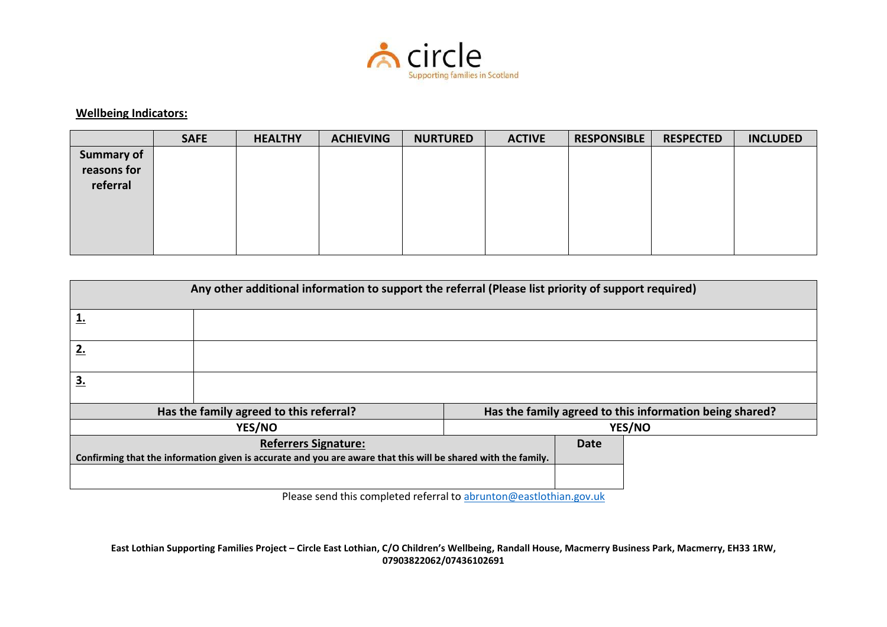circle
Supporting families in Scotland

**Wellbeing Indicators:**

| | SAFE | HEALTHY | ACHIEVING | NURTURED | ACTIVE | RESPONSIBLE | RESPECTED | INCLUDED |
|---|---|---|---|---|---|---|---|---|
| **Summary of reasons for referral** | | | | | | | | |

| Any other additional information to support the referral (Please list priority of support required) | |
|---|---|
| **1.** | |
| **2.** | |
| **3.** | |

| Has the family agreed to this referral? | Has the family agreed to this information being shared? |
|---|---|
| YES/NO | YES/NO |

| **Referrers Signature:** Confirming that the information given is accurate and you are aware that this will be shared with the family. | **Date** |
|---|---|
| | |

Please send this completed referral to abrunton@eastlothian.gov.uk

**East Lothian Supporting Families Project – Circle East Lothian, C/O Children's Wellbeing, Randall House, Macmerry Business Park, Macmerry, EH33 1RW, 07903822062/07436102691**